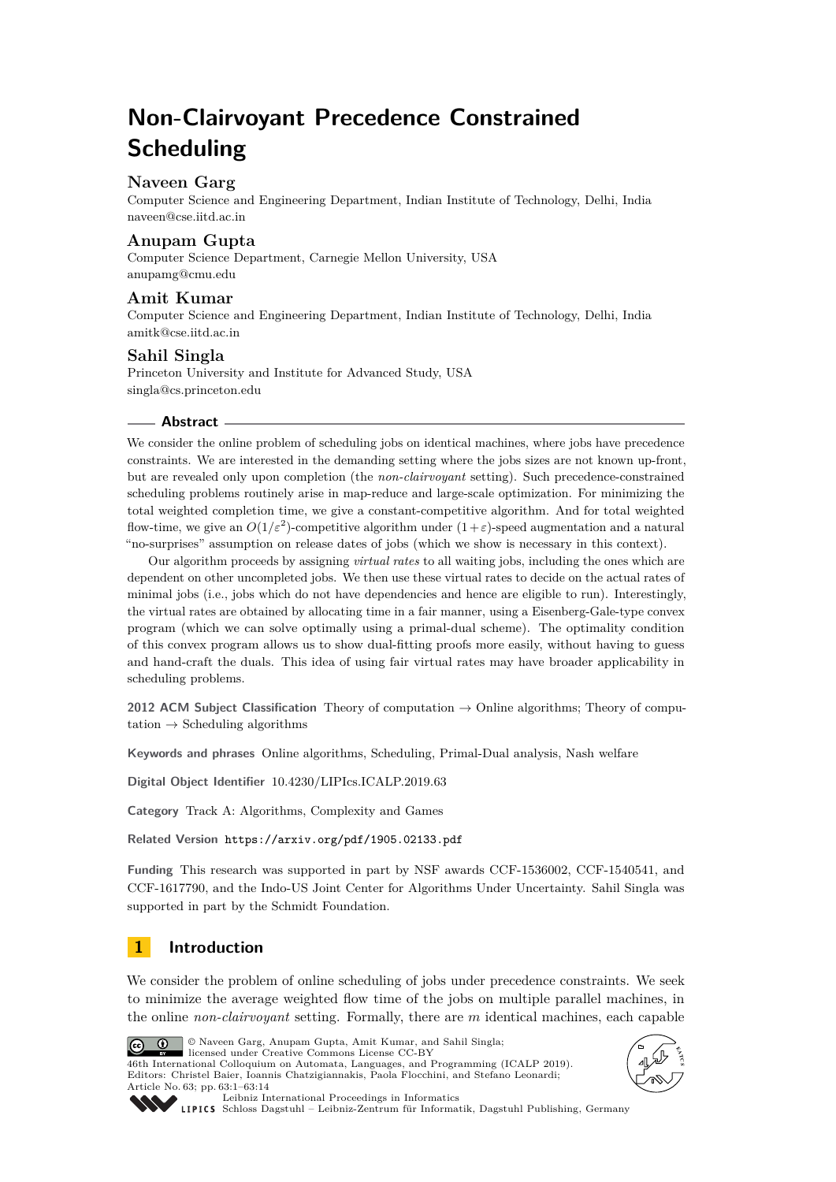# Non-Clairvoyant Precedence Constrained Scheduling

**Naveen Garg**
Computer Science and Engineering Department, Indian Institute of Technology, Delhi, India
naveen@cse.iitd.ac.in

**Anupam Gupta**
Computer Science Department, Carnegie Mellon University, USA
anupamg@cmu.edu

**Amit Kumar**
Computer Science and Engineering Department, Indian Institute of Technology, Delhi, India
amitk@cse.iitd.ac.in

**Sahil Singla**
Princeton University and Institute for Advanced Study, USA
singla@cs.princeton.edu

## Abstract

We consider the online problem of scheduling jobs on identical machines, where jobs have precedence constraints. We are interested in the demanding setting where the jobs sizes are not known up-front, but are revealed only upon completion (the *non-clairvoyant* setting). Such precedence-constrained scheduling problems routinely arise in map-reduce and large-scale optimization. For minimizing the total weighted completion time, we give a constant-competitive algorithm. And for total weighted flow-time, we give an $O(1/\varepsilon^2)$-competitive algorithm under $(1+\varepsilon)$-speed augmentation and a natural "no-surprises" assumption on release dates of jobs (which we show is necessary in this context).

Our algorithm proceeds by assigning *virtual rates* to all waiting jobs, including the ones which are dependent on other uncompleted jobs. We then use these virtual rates to decide on the actual rates of minimal jobs (i.e., jobs which do not have dependencies and hence are eligible to run). Interestingly, the virtual rates are obtained by allocating time in a fair manner, using a Eisenberg-Gale-type convex program (which we can solve optimally using a primal-dual scheme). The optimality condition of this convex program allows us to show dual-fitting proofs more easily, without having to guess and hand-craft the duals. This idea of using fair virtual rates may have broader applicability in scheduling problems.

**2012 ACM Subject Classification** Theory of computation → Online algorithms; Theory of computation → Scheduling algorithms

**Keywords and phrases** Online algorithms, Scheduling, Primal-Dual analysis, Nash welfare

**Digital Object Identifier** 10.4230/LIPIcs.ICALP.2019.63

**Category** Track A: Algorithms, Complexity and Games

**Related Version** https://arxiv.org/pdf/1905.02133.pdf

**Funding** This research was supported in part by NSF awards CCF-1536002, CCF-1540541, and CCF-1617790, and the Indo-US Joint Center for Algorithms Under Uncertainty. Sahil Singla was supported in part by the Schmidt Foundation.

## 1 Introduction

We consider the problem of online scheduling of jobs under precedence constraints. We seek to minimize the average weighted flow time of the jobs on multiple parallel machines, in the online *non-clairvoyant* setting. Formally, there are $m$ identical machines, each capable

© Naveen Garg, Anupam Gupta, Amit Kumar, and Sahil Singla;
licensed under Creative Commons License CC-BY
46th International Colloquium on Automata, Languages, and Programming (ICALP 2019).
Editors: Christel Baier, Ioannis Chatzigiannakis, Paola Flocchini, and Stefano Leonardi;
Article No. 63; pp. 63:1–63:14
Leibniz International Proceedings in Informatics
Schloss Dagstuhl – Leibniz-Zentrum für Informatik, Dagstuhl Publishing, Germany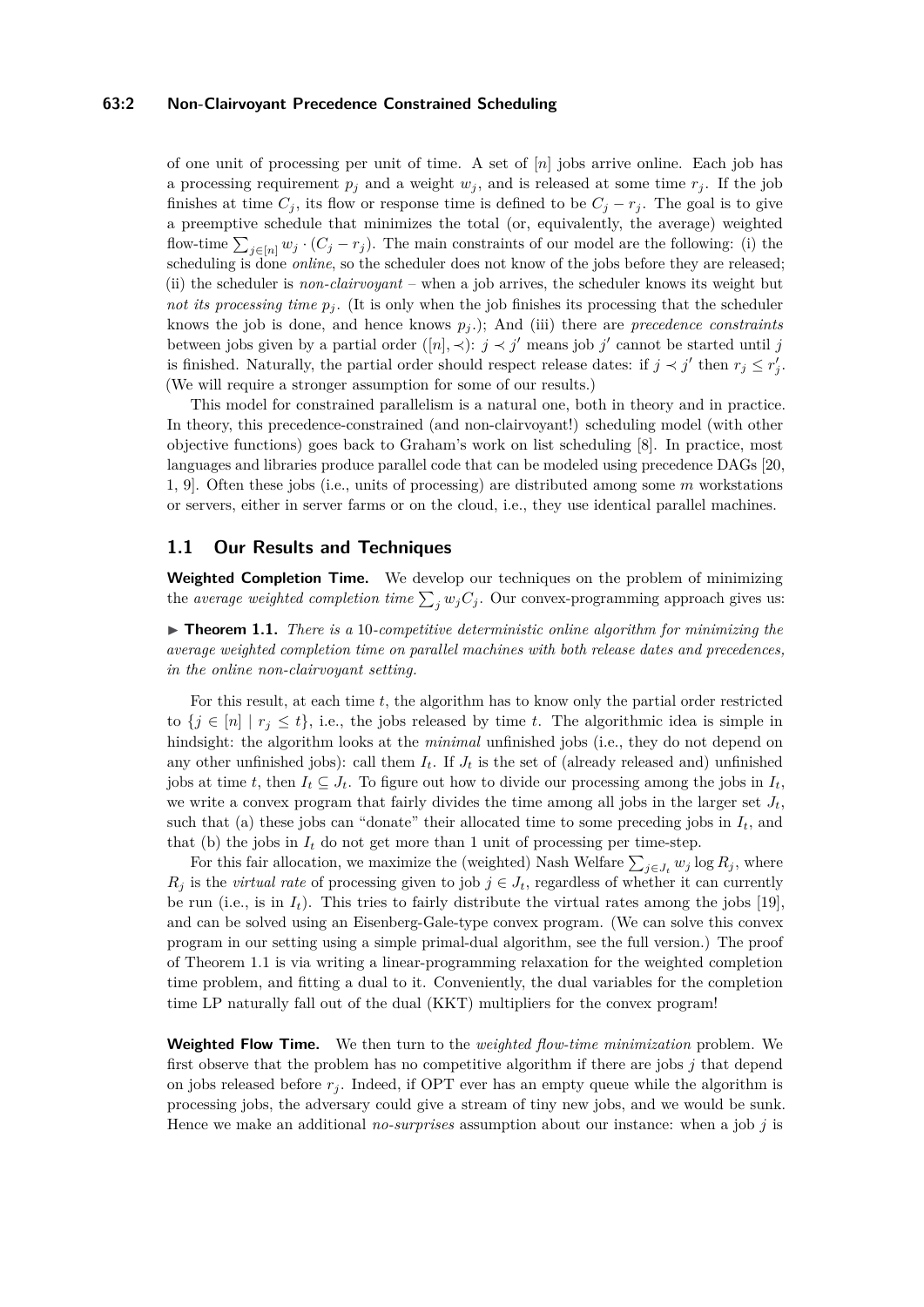of one unit of processing per unit of time. A set of $[n]$ jobs arrive online. Each job has a processing requirement $p_j$ and a weight $w_j$, and is released at some time $r_j$. If the job finishes at time $C_j$, its flow or response time is defined to be $C_j - r_j$. The goal is to give a preemptive schedule that minimizes the total (or, equivalently, the average) weighted flow-time $\sum_{j \in [n]} w_j \cdot (C_j - r_j)$. The main constraints of our model are the following: (i) the scheduling is done *online*, so the scheduler does not know of the jobs before they are released; (ii) the scheduler is *non-clairvoyant* – when a job arrives, the scheduler knows its weight but *not its processing time* $p_j$. (It is only when the job finishes its processing that the scheduler knows the job is done, and hence knows $p_j$.); And (iii) there are *precedence constraints* between jobs given by a partial order $([n], \prec)$: $j \prec j'$ means job $j'$ cannot be started until $j$ is finished. Naturally, the partial order should respect release dates: if $j \prec j'$ then $r_j \leq r'_j$. (We will require a stronger assumption for some of our results.)

This model for constrained parallelism is a natural one, both in theory and in practice. In theory, this precedence-constrained (and non-clairvoyant!) scheduling model (with other objective functions) goes back to Graham's work on list scheduling [8]. In practice, most languages and libraries produce parallel code that can be modeled using precedence DAGs [20, 1, 9]. Often these jobs (i.e., units of processing) are distributed among some $m$ workstations or servers, either in server farms or on the cloud, i.e., they use identical parallel machines.

## 1.1 Our Results and Techniques

**Weighted Completion Time.** We develop our techniques on the problem of minimizing the *average weighted completion time* $\sum_j w_j C_j$. Our convex-programming approach gives us:

▶ **Theorem 1.1.** *There is a* 10*-competitive deterministic online algorithm for minimizing the average weighted completion time on parallel machines with both release dates and precedences, in the online non-clairvoyant setting.*

For this result, at each time $t$, the algorithm has to know only the partial order restricted to $\{j \in [n] \mid r_j \leq t\}$, i.e., the jobs released by time $t$. The algorithmic idea is simple in hindsight: the algorithm looks at the *minimal* unfinished jobs (i.e., they do not depend on any other unfinished jobs): call them $I_t$. If $J_t$ is the set of (already released and) unfinished jobs at time $t$, then $I_t \subseteq J_t$. To figure out how to divide our processing among the jobs in $I_t$, we write a convex program that fairly divides the time among all jobs in the larger set $J_t$, such that (a) these jobs can "donate" their allocated time to some preceding jobs in $I_t$, and that (b) the jobs in $I_t$ do not get more than 1 unit of processing per time-step.

For this fair allocation, we maximize the (weighted) Nash Welfare $\sum_{j \in J_t} w_j \log R_j$, where $R_j$ is the *virtual rate* of processing given to job $j \in J_t$, regardless of whether it can currently be run (i.e., is in $I_t$). This tries to fairly distribute the virtual rates among the jobs [19], and can be solved using an Eisenberg-Gale-type convex program. (We can solve this convex program in our setting using a simple primal-dual algorithm, see the full version.) The proof of Theorem 1.1 is via writing a linear-programming relaxation for the weighted completion time problem, and fitting a dual to it. Conveniently, the dual variables for the completion time LP naturally fall out of the dual (KKT) multipliers for the convex program!

**Weighted Flow Time.** We then turn to the *weighted flow-time minimization* problem. We first observe that the problem has no competitive algorithm if there are jobs $j$ that depend on jobs released before $r_j$. Indeed, if OPT ever has an empty queue while the algorithm is processing jobs, the adversary could give a stream of tiny new jobs, and we would be sunk. Hence we make an additional *no-surprises* assumption about our instance: when a job $j$ is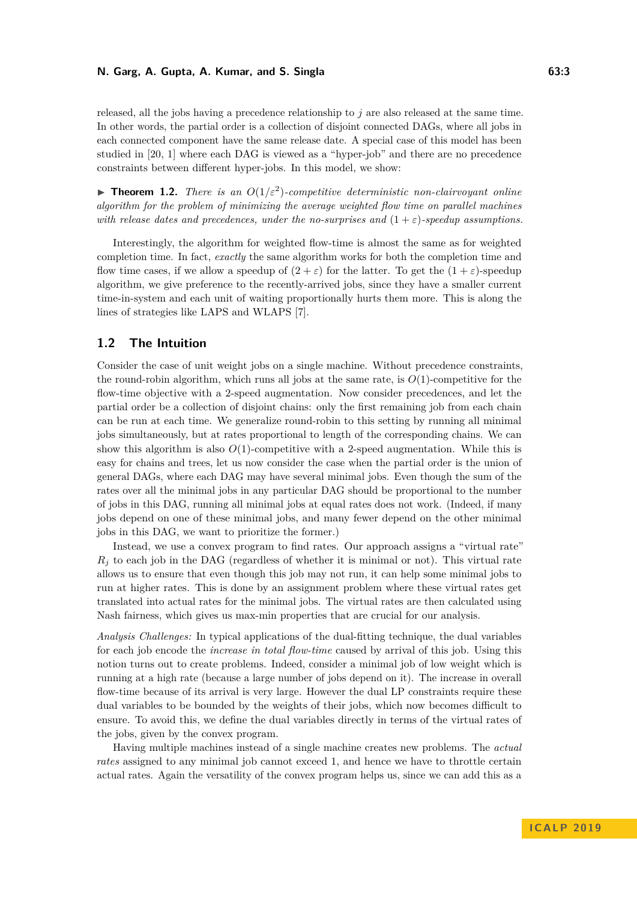released, all the jobs having a precedence relationship to $j$ are also released at the same time. In other words, the partial order is a collection of disjoint connected DAGs, where all jobs in each connected component have the same release date. A special case of this model has been studied in [20, 1] where each DAG is viewed as a "hyper-job" and there are no precedence constraints between different hyper-jobs. In this model, we show:

▶ **Theorem 1.2.** *There is an $O(1/\varepsilon^2)$-competitive deterministic non-clairvoyant online algorithm for the problem of minimizing the average weighted flow time on parallel machines with release dates and precedences, under the no-surprises and $(1+\varepsilon)$-speedup assumptions.*

Interestingly, the algorithm for weighted flow-time is almost the same as for weighted completion time. In fact, *exactly* the same algorithm works for both the completion time and flow time cases, if we allow a speedup of $(2+\varepsilon)$ for the latter. To get the $(1+\varepsilon)$-speedup algorithm, we give preference to the recently-arrived jobs, since they have a smaller current time-in-system and each unit of waiting proportionally hurts them more. This is along the lines of strategies like LAPS and WLAPS [7].

## 1.2 The Intuition

Consider the case of unit weight jobs on a single machine. Without precedence constraints, the round-robin algorithm, which runs all jobs at the same rate, is $O(1)$-competitive for the flow-time objective with a 2-speed augmentation. Now consider precedences, and let the partial order be a collection of disjoint chains: only the first remaining job from each chain can be run at each time. We generalize round-robin to this setting by running all minimal jobs simultaneously, but at rates proportional to length of the corresponding chains. We can show this algorithm is also $O(1)$-competitive with a 2-speed augmentation. While this is easy for chains and trees, let us now consider the case when the partial order is the union of general DAGs, where each DAG may have several minimal jobs. Even though the sum of the rates over all the minimal jobs in any particular DAG should be proportional to the number of jobs in this DAG, running all minimal jobs at equal rates does not work. (Indeed, if many jobs depend on one of these minimal jobs, and many fewer depend on the other minimal jobs in this DAG, we want to prioritize the former.)

Instead, we use a convex program to find rates. Our approach assigns a "virtual rate" $R_j$ to each job in the DAG (regardless of whether it is minimal or not). This virtual rate allows us to ensure that even though this job may not run, it can help some minimal jobs to run at higher rates. This is done by an assignment problem where these virtual rates get translated into actual rates for the minimal jobs. The virtual rates are then calculated using Nash fairness, which gives us max-min properties that are crucial for our analysis.

*Analysis Challenges:* In typical applications of the dual-fitting technique, the dual variables for each job encode the *increase in total flow-time* caused by arrival of this job. Using this notion turns out to create problems. Indeed, consider a minimal job of low weight which is running at a high rate (because a large number of jobs depend on it). The increase in overall flow-time because of its arrival is very large. However the dual LP constraints require these dual variables to be bounded by the weights of their jobs, which now becomes difficult to ensure. To avoid this, we define the dual variables directly in terms of the virtual rates of the jobs, given by the convex program.

Having multiple machines instead of a single machine creates new problems. The *actual rates* assigned to any minimal job cannot exceed 1, and hence we have to throttle certain actual rates. Again the versatility of the convex program helps us, since we can add this as a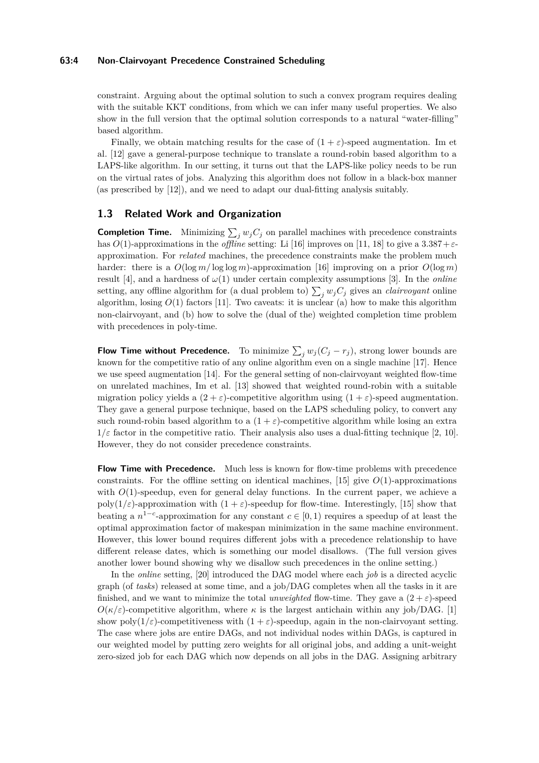constraint. Arguing about the optimal solution to such a convex program requires dealing with the suitable KKT conditions, from which we can infer many useful properties. We also show in the full version that the optimal solution corresponds to a natural "water-filling" based algorithm.

Finally, we obtain matching results for the case of $(1+\varepsilon)$-speed augmentation. Im et al. [12] gave a general-purpose technique to translate a round-robin based algorithm to a LAPS-like algorithm. In our setting, it turns out that the LAPS-like policy needs to be run on the virtual rates of jobs. Analyzing this algorithm does not follow in a black-box manner (as prescribed by [12]), and we need to adapt our dual-fitting analysis suitably.

## 1.3 Related Work and Organization

**Completion Time.** Minimizing $\sum_j w_j C_j$ on parallel machines with precedence constraints has $O(1)$-approximations in the *offline* setting: Li [16] improves on [11, 18] to give a $3.387+\varepsilon$-approximation. For *related* machines, the precedence constraints make the problem much harder: there is a $O(\log m/\log\log m)$-approximation [16] improving on a prior $O(\log m)$ result [4], and a hardness of $\omega(1)$ under certain complexity assumptions [3]. In the *online* setting, any offline algorithm for (a dual problem to) $\sum_j w_j C_j$ gives an *clairvoyant* online algorithm, losing $O(1)$ factors [11]. Two caveats: it is unclear (a) how to make this algorithm non-clairvoyant, and (b) how to solve the (dual of the) weighted completion time problem with precedences in poly-time.

**Flow Time without Precedence.** To minimize $\sum_j w_j(C_j - r_j)$, strong lower bounds are known for the competitive ratio of any online algorithm even on a single machine [17]. Hence we use speed augmentation [14]. For the general setting of non-clairvoyant weighted flow-time on unrelated machines, Im et al. [13] showed that weighted round-robin with a suitable migration policy yields a $(2+\varepsilon)$-competitive algorithm using $(1+\varepsilon)$-speed augmentation. They gave a general purpose technique, based on the LAPS scheduling policy, to convert any such round-robin based algorithm to a $(1+\varepsilon)$-competitive algorithm while losing an extra $1/\varepsilon$ factor in the competitive ratio. Their analysis also uses a dual-fitting technique [2, 10]. However, they do not consider precedence constraints.

**Flow Time with Precedence.** Much less is known for flow-time problems with precedence constraints. For the offline setting on identical machines, [15] give $O(1)$-approximations with $O(1)$-speedup, even for general delay functions. In the current paper, we achieve a $\text{poly}(1/\varepsilon)$-approximation with $(1+\varepsilon)$-speedup for flow-time. Interestingly, [15] show that beating a $n^{1-c}$-approximation for any constant $c \in [0,1)$ requires a speedup of at least the optimal approximation factor of makespan minimization in the same machine environment. However, this lower bound requires different jobs with a precedence relationship to have different release dates, which is something our model disallows. (The full version gives another lower bound showing why we disallow such precedences in the online setting.)

In the *online* setting, [20] introduced the DAG model where each *job* is a directed acyclic graph (of *tasks*) released at some time, and a job/DAG completes when all the tasks in it are finished, and we want to minimize the total *unweighted* flow-time. They gave a $(2+\varepsilon)$-speed $O(\kappa/\varepsilon)$-competitive algorithm, where $\kappa$ is the largest antichain within any job/DAG. [1] show $\text{poly}(1/\varepsilon)$-competitiveness with $(1+\varepsilon)$-speedup, again in the non-clairvoyant setting. The case where jobs are entire DAGs, and not individual nodes within DAGs, is captured in our weighted model by putting zero weights for all original jobs, and adding a unit-weight zero-sized job for each DAG which now depends on all jobs in the DAG. Assigning arbitrary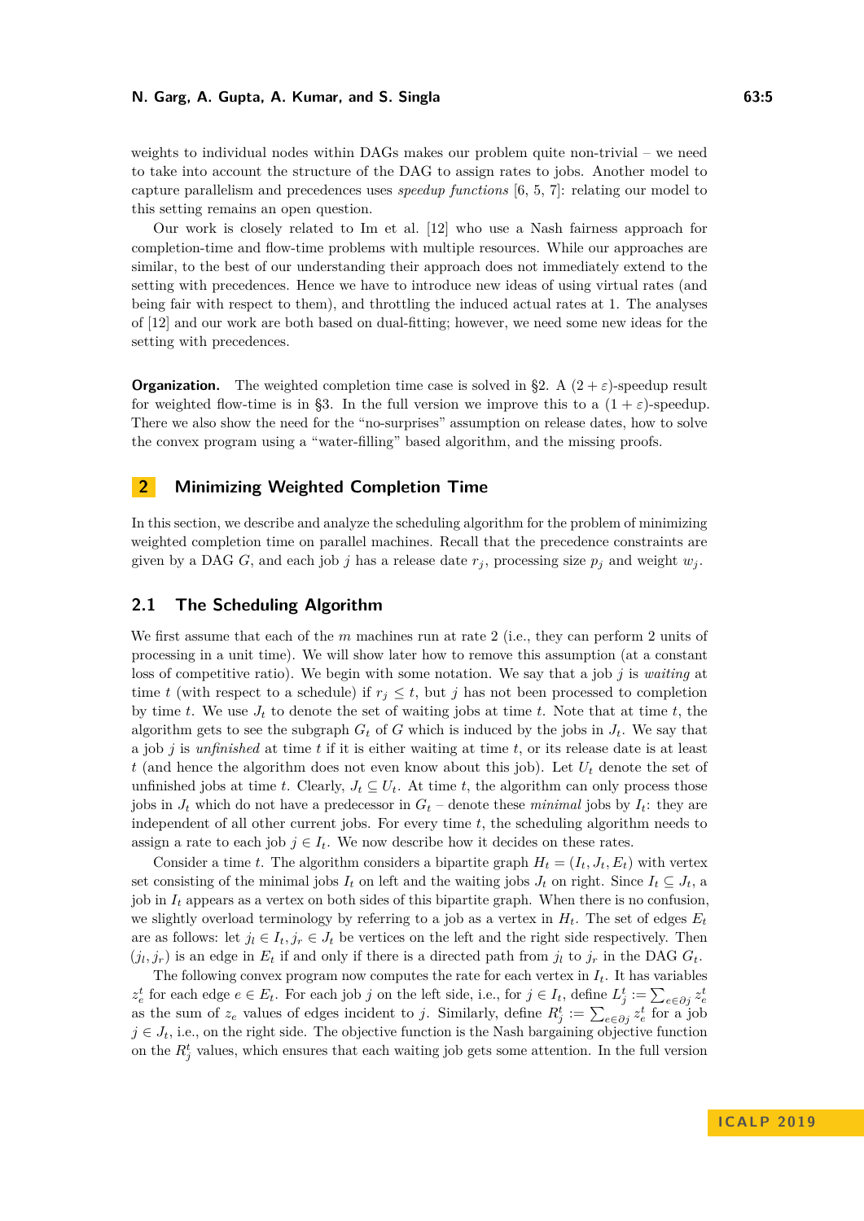weights to individual nodes within DAGs makes our problem quite non-trivial – we need to take into account the structure of the DAG to assign rates to jobs. Another model to capture parallelism and precedences uses *speedup functions* [6, 5, 7]: relating our model to this setting remains an open question.

Our work is closely related to Im et al. [12] who use a Nash fairness approach for completion-time and flow-time problems with multiple resources. While our approaches are similar, to the best of our understanding their approach does not immediately extend to the setting with precedences. Hence we have to introduce new ideas of using virtual rates (and being fair with respect to them), and throttling the induced actual rates at 1. The analyses of [12] and our work are both based on dual-fitting; however, we need some new ideas for the setting with precedences.

**Organization.** The weighted completion time case is solved in §2. A $(2+\varepsilon)$-speedup result for weighted flow-time is in §3. In the full version we improve this to a $(1+\varepsilon)$-speedup. There we also show the need for the "no-surprises" assumption on release dates, how to solve the convex program using a "water-filling" based algorithm, and the missing proofs.

## 2 Minimizing Weighted Completion Time

In this section, we describe and analyze the scheduling algorithm for the problem of minimizing weighted completion time on parallel machines. Recall that the precedence constraints are given by a DAG $G$, and each job $j$ has a release date $r_j$, processing size $p_j$ and weight $w_j$.

### 2.1 The Scheduling Algorithm

We first assume that each of the $m$ machines run at rate 2 (i.e., they can perform 2 units of processing in a unit time). We will show later how to remove this assumption (at a constant loss of competitive ratio). We begin with some notation. We say that a job $j$ is *waiting* at time $t$ (with respect to a schedule) if $r_j \leq t$, but $j$ has not been processed to completion by time $t$. We use $J_t$ to denote the set of waiting jobs at time $t$. Note that at time $t$, the algorithm gets to see the subgraph $G_t$ of $G$ which is induced by the jobs in $J_t$. We say that a job $j$ is *unfinished* at time $t$ if it is either waiting at time $t$, or its release date is at least $t$ (and hence the algorithm does not even know about this job). Let $U_t$ denote the set of unfinished jobs at time $t$. Clearly, $J_t \subseteq U_t$. At time $t$, the algorithm can only process those jobs in $J_t$ which do not have a predecessor in $G_t$ – denote these *minimal* jobs by $I_t$: they are independent of all other current jobs. For every time $t$, the scheduling algorithm needs to assign a rate to each job $j \in I_t$. We now describe how it decides on these rates.

Consider a time $t$. The algorithm considers a bipartite graph $H_t = (I_t, J_t, E_t)$ with vertex set consisting of the minimal jobs $I_t$ on left and the waiting jobs $J_t$ on right. Since $I_t \subseteq J_t$, a job in $I_t$ appears as a vertex on both sides of this bipartite graph. When there is no confusion, we slightly overload terminology by referring to a job as a vertex in $H_t$. The set of edges $E_t$ are as follows: let $j_l \in I_t, j_r \in J_t$ be vertices on the left and the right side respectively. Then $(j_l, j_r)$ is an edge in $E_t$ if and only if there is a directed path from $j_l$ to $j_r$ in the DAG $G_t$.

The following convex program now computes the rate for each vertex in $I_t$. It has variables $z_e^t$ for each edge $e \in E_t$. For each job $j$ on the left side, i.e., for $j \in I_t$, define $L_j^t := \sum_{e \in \partial j} z_e^t$ as the sum of $z_e$ values of edges incident to $j$. Similarly, define $R_j^t := \sum_{e \in \partial j} z_e^t$ for a job $j \in J_t$, i.e., on the right side. The objective function is the Nash bargaining objective function on the $R_j^t$ values, which ensures that each waiting job gets some attention. In the full version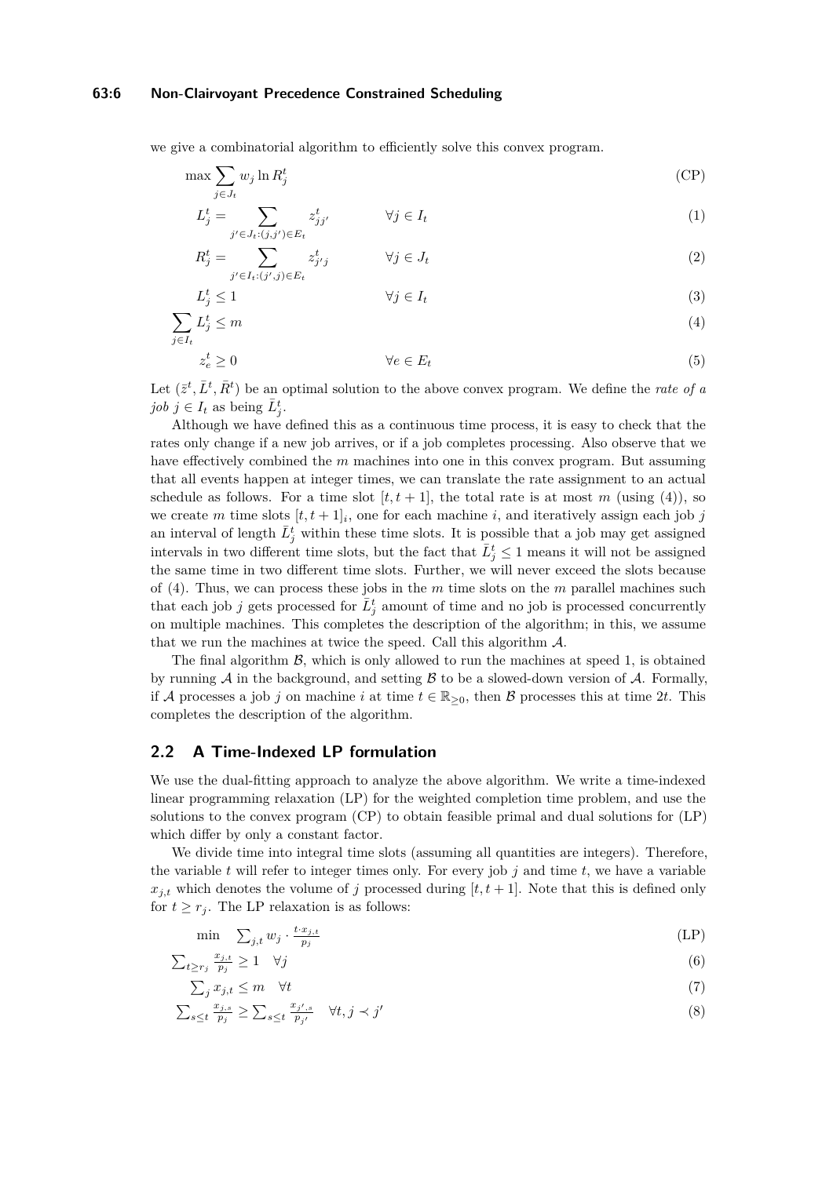we give a combinatorial algorithm to efficiently solve this convex program.

$$\max \sum_{j \in J_t} w_j \ln R^t_j \tag{CP}$$

$$L^t_j = \sum_{j' \in J_t : (j,j') \in E_t} z^t_{jj'} \qquad \forall j \in I_t \tag{1}$$

$$R^t_j = \sum_{j' \in I_t : (j',j) \in E_t} z^t_{j'j} \qquad \forall j \in J_t \tag{2}$$

$$L^t_j \leq 1 \qquad \forall j \in I_t \tag{3}$$

$$\sum_{j \in I_t} L^t_j \leq m \tag{4}$$

$$z^t_e \geq 0 \qquad \forall e \in E_t \tag{5}$$

Let $(\bar{z}^t, \bar{L}^t, \bar{R}^t)$ be an optimal solution to the above convex program. We define the *rate of a job* $j \in I_t$ as being $\bar{L}^t_j$.

Although we have defined this as a continuous time process, it is easy to check that the rates only change if a new job arrives, or if a job completes processing. Also observe that we have effectively combined the $m$ machines into one in this convex program. But assuming that all events happen at integer times, we can translate the rate assignment to an actual schedule as follows. For a time slot $[t, t+1]$, the total rate is at most $m$ (using (4)), so we create $m$ time slots $[t, t+1]_i$, one for each machine $i$, and iteratively assign each job $j$ an interval of length $\bar{L}^t_j$ within these time slots. It is possible that a job may get assigned intervals in two different time slots, but the fact that $\bar{L}^t_j \leq 1$ means it will not be assigned the same time in two different time slots. Further, we will never exceed the slots because of (4). Thus, we can process these jobs in the $m$ time slots on the $m$ parallel machines such that each job $j$ gets processed for $\bar{L}^t_j$ amount of time and no job is processed concurrently on multiple machines. This completes the description of the algorithm; in this, we assume that we run the machines at twice the speed. Call this algorithm $\mathcal{A}$.

The final algorithm $\mathcal{B}$, which is only allowed to run the machines at speed 1, is obtained by running $\mathcal{A}$ in the background, and setting $\mathcal{B}$ to be a slowed-down version of $\mathcal{A}$. Formally, if $\mathcal{A}$ processes a job $j$ on machine $i$ at time $t \in \mathbb{R}_{\geq 0}$, then $\mathcal{B}$ processes this at time $2t$. This completes the description of the algorithm.

## 2.2 A Time-Indexed LP formulation

We use the dual-fitting approach to analyze the above algorithm. We write a time-indexed linear programming relaxation (LP) for the weighted completion time problem, and use the solutions to the convex program (CP) to obtain feasible primal and dual solutions for (LP) which differ by only a constant factor.

We divide time into integral time slots (assuming all quantities are integers). Therefore, the variable $t$ will refer to integer times only. For every job $j$ and time $t$, we have a variable $x_{j,t}$ which denotes the volume of $j$ processed during $[t, t+1]$. Note that this is defined only for $t \geq r_j$. The LP relaxation is as follows:

$$\min \quad \textstyle\sum_{j,t} w_j \cdot \frac{t \cdot x_{j,t}}{p_j} \tag{LP}$$

$$\textstyle\sum_{t \geq r_j} \frac{x_{j,t}}{p_j} \geq 1 \quad \forall j \tag{6}$$

$$\textstyle\sum_j x_{j,t} \leq m \quad \forall t \tag{7}$$

$$\textstyle\sum_{s \leq t} \frac{x_{j,s}}{p_j} \geq \sum_{s \leq t} \frac{x_{j',s}}{p_{j'}} \quad \forall t, j \prec j' \tag{8}$$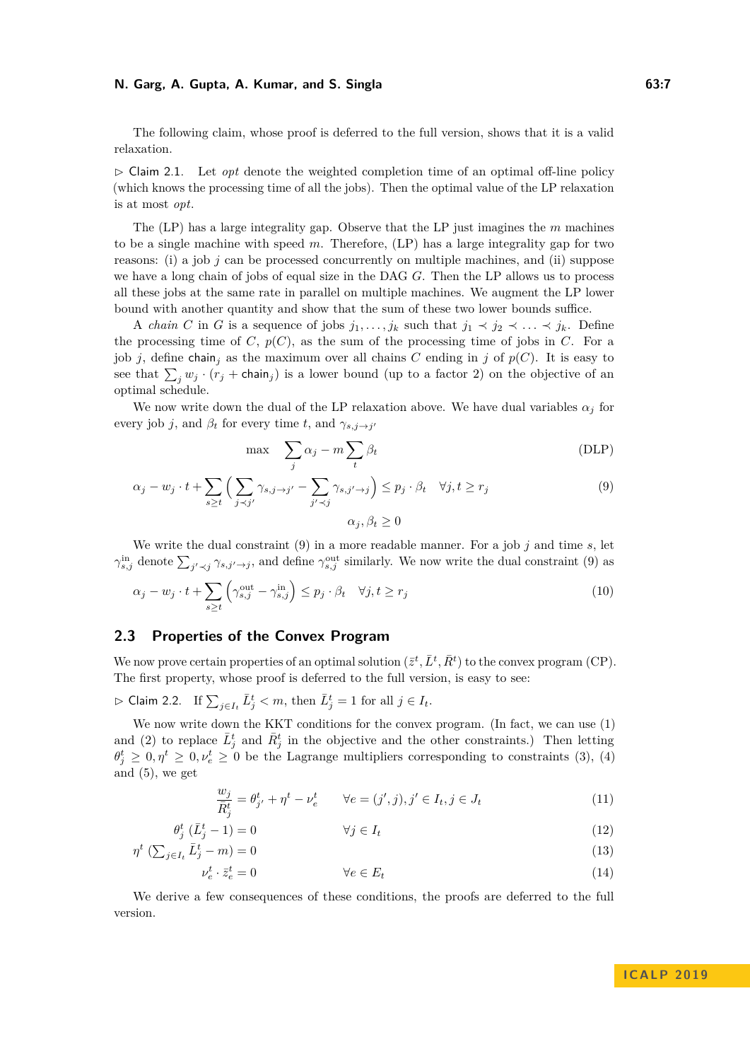The following claim, whose proof is deferred to the full version, shows that it is a valid relaxation.

▷ Claim 2.1. Let *opt* denote the weighted completion time of an optimal off-line policy (which knows the processing time of all the jobs). Then the optimal value of the LP relaxation is at most *opt*.

The (LP) has a large integrality gap. Observe that the LP just imagines the $m$ machines to be a single machine with speed $m$. Therefore, (LP) has a large integrality gap for two reasons: (i) a job $j$ can be processed concurrently on multiple machines, and (ii) suppose we have a long chain of jobs of equal size in the DAG $G$. Then the LP allows us to process all these jobs at the same rate in parallel on multiple machines. We augment the LP lower bound with another quantity and show that the sum of these two lower bounds suffice.

A *chain* $C$ in $G$ is a sequence of jobs $j_1, \ldots, j_k$ such that $j_1 \prec j_2 \prec \ldots \prec j_k$. Define the processing time of $C$, $p(C)$, as the sum of the processing time of jobs in $C$. For a job $j$, define $\mathsf{chain}_j$ as the maximum over all chains $C$ ending in $j$ of $p(C)$. It is easy to see that $\sum_j w_j \cdot (r_j + \mathsf{chain}_j)$ is a lower bound (up to a factor 2) on the objective of an optimal schedule.

We now write down the dual of the LP relaxation above. We have dual variables $\alpha_j$ for every job $j$, and $\beta_t$ for every time $t$, and $\gamma_{s,j\to j'}$

$$\max \quad \sum_j \alpha_j - m \sum_t \beta_t \tag{DLP}$$

$$\alpha_j - w_j \cdot t + \sum_{s \geq t} \Big( \sum_{j \prec j'} \gamma_{s,j\to j'} - \sum_{j' \prec j} \gamma_{s,j'\to j} \Big) \leq p_j \cdot \beta_t \quad \forall j, t \geq r_j \tag{9}$$

$$\alpha_j, \beta_t \geq 0$$

We write the dual constraint (9) in a more readable manner. For a job $j$ and time $s$, let $\gamma^{\text{in}}_{s,j}$ denote $\sum_{j' \prec j} \gamma_{s,j'\to j}$, and define $\gamma^{\text{out}}_{s,j}$ similarly. We now write the dual constraint (9) as

$$\alpha_j - w_j \cdot t + \sum_{s \geq t} \left( \gamma^{\text{out}}_{s,j} - \gamma^{\text{in}}_{s,j} \right) \leq p_j \cdot \beta_t \quad \forall j, t \geq r_j \tag{10}$$

## 2.3 Properties of the Convex Program

We now prove certain properties of an optimal solution $(\bar{z}^t, \bar{L}^t, \bar{R}^t)$ to the convex program (CP). The first property, whose proof is deferred to the full version, is easy to see:

▷ Claim 2.2. If $\sum_{j \in I_t} \bar{L}^t_j < m$, then $\bar{L}^t_j = 1$ for all $j \in I_t$.

We now write down the KKT conditions for the convex program. (In fact, we can use (1) and (2) to replace $\bar{L}^t_j$ and $\bar{R}^t_j$ in the objective and the other constraints.) Then letting $\theta^t_j \geq 0, \eta^t \geq 0, \nu^t_e \geq 0$ be the Lagrange multipliers corresponding to constraints (3), (4) and (5), we get

$$\frac{w_j}{\bar{R}^t_j} = \theta^t_{j'} + \eta^t - \nu^t_e \qquad \forall e = (j', j), j' \in I_t, j \in J_t \tag{11}$$

$$\theta^t_j \, (\bar{L}^t_j - 1) = 0 \qquad \forall j \in I_t \tag{12}$$

$$\eta^t \, (\textstyle\sum_{j \in I_t} \bar{L}^t_j - m) = 0 \tag{13}$$

$$\nu^t_e \cdot \bar{z}^t_e = 0 \qquad \forall e \in E_t \tag{14}$$

We derive a few consequences of these conditions, the proofs are deferred to the full version.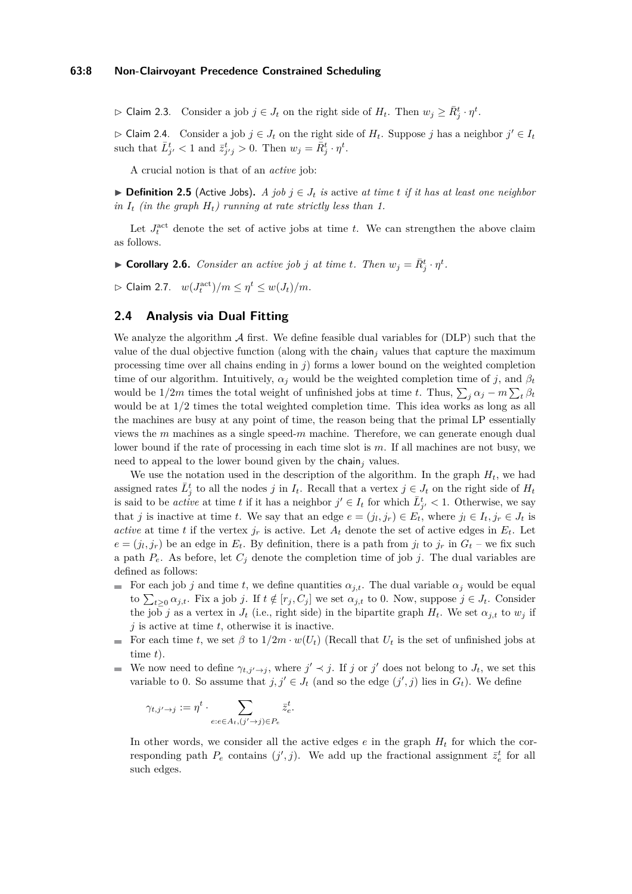▷ Claim 2.3. Consider a job $j \in J_t$ on the right side of $H_t$. Then $w_j \geq \bar{R}_j^t \cdot \eta^t$.

▷ Claim 2.4. Consider a job $j \in J_t$ on the right side of $H_t$. Suppose $j$ has a neighbor $j' \in I_t$ such that $\bar{L}_{j'}^t < 1$ and $\bar{z}_{j'j}^t > 0$. Then $w_j = \bar{R}_j^t \cdot \eta^t$.

A crucial notion is that of an *active* job:

▶ **Definition 2.5** (Active Jobs). *A job $j \in J_t$ is* active *at time $t$ if it has at least one neighbor in $I_t$ (in the graph $H_t$) running at rate strictly less than 1.*

Let $J_t^{\text{act}}$ denote the set of active jobs at time $t$. We can strengthen the above claim as follows.

▶ **Corollary 2.6.** *Consider an active job $j$ at time $t$. Then $w_j = \bar{R}_j^t \cdot \eta^t$.*

▷ Claim 2.7. $w(J_t^{\text{act}})/m \leq \eta^t \leq w(J_t)/m$.

## 2.4 Analysis via Dual Fitting

We analyze the algorithm $\mathcal{A}$ first. We define feasible dual variables for (DLP) such that the value of the dual objective function (along with the $\mathsf{chain}_j$ values that capture the maximum processing time over all chains ending in $j$) forms a lower bound on the weighted completion time of our algorithm. Intuitively, $\alpha_j$ would be the weighted completion time of $j$, and $\beta_t$ would be $1/2m$ times the total weight of unfinished jobs at time $t$. Thus, $\sum_j \alpha_j - m \sum_t \beta_t$ would be at $1/2$ times the total weighted completion time. This idea works as long as all the machines are busy at any point of time, the reason being that the primal LP essentially views the $m$ machines as a single speed-$m$ machine. Therefore, we can generate enough dual lower bound if the rate of processing in each time slot is $m$. If all machines are not busy, we need to appeal to the lower bound given by the $\mathsf{chain}_j$ values.

We use the notation used in the description of the algorithm. In the graph $H_t$, we had assigned rates $\bar{L}_j^t$ to all the nodes $j$ in $I_t$. Recall that a vertex $j \in J_t$ on the right side of $H_t$ is said to be *active* at time $t$ if it has a neighbor $j' \in I_t$ for which $\bar{L}_{j'}^t < 1$. Otherwise, we say that $j$ is inactive at time $t$. We say that an edge $e = (j_l, j_r) \in E_t$, where $j_l \in I_t, j_r \in J_t$ is *active* at time $t$ if the vertex $j_r$ is active. Let $A_t$ denote the set of active edges in $E_t$. Let $e = (j_l, j_r)$ be an edge in $E_t$. By definition, there is a path from $j_l$ to $j_r$ in $G_t$ – we fix such a path $P_e$. As before, let $C_j$ denote the completion time of job $j$. The dual variables are defined as follows:

- For each job $j$ and time $t$, we define quantities $\alpha_{j,t}$. The dual variable $\alpha_j$ would be equal to $\sum_{t \geq 0} \alpha_{j,t}$. Fix a job $j$. If $t \notin [r_j, C_j]$ we set $\alpha_{j,t}$ to 0. Now, suppose $j \in J_t$. Consider the job $j$ as a vertex in $J_t$ (i.e., right side) in the bipartite graph $H_t$. We set $\alpha_{j,t}$ to $w_j$ if $j$ is active at time $t$, otherwise it is inactive.
- For each time $t$, we set $\beta$ to $1/2m \cdot w(U_t)$ (Recall that $U_t$ is the set of unfinished jobs at time $t$).
- We now need to define $\gamma_{t,j' \to j}$, where $j' \prec j$. If $j$ or $j'$ does not belong to $J_t$, we set this variable to 0. So assume that $j, j' \in J_t$ (and so the edge $(j', j)$ lies in $G_t$). We define

$$\gamma_{t,j' \to j} := \eta^t \cdot \sum_{e: e \in A_t, (j' \to j) \in P_e} \bar{z}_e^t.$$

  In other words, we consider all the active edges $e$ in the graph $H_t$ for which the corresponding path $P_e$ contains $(j', j)$. We add up the fractional assignment $\bar{z}_e^t$ for all such edges.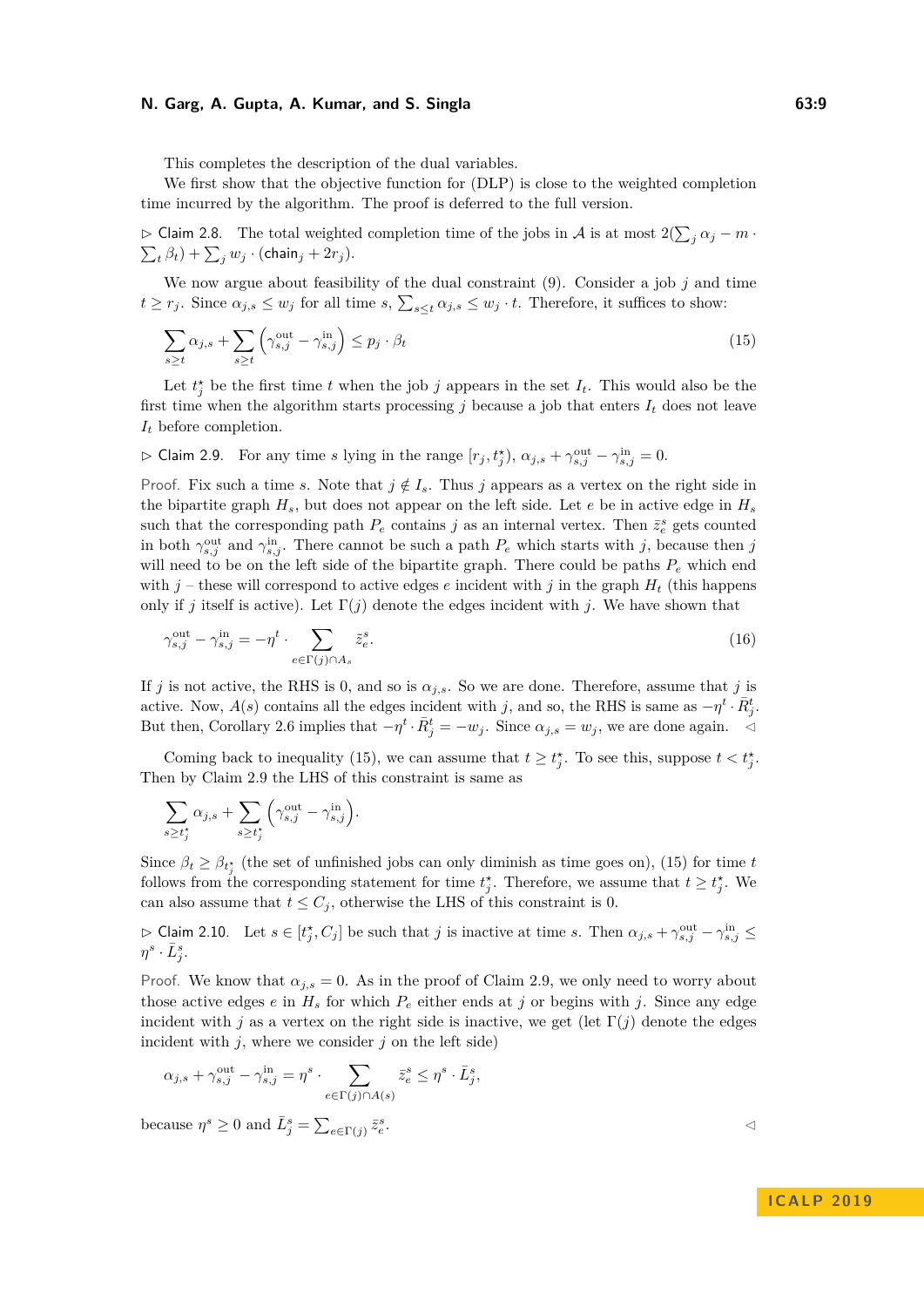This completes the description of the dual variables.

We first show that the objective function for (DLP) is close to the weighted completion time incurred by the algorithm. The proof is deferred to the full version.

▷ Claim 2.8. The total weighted completion time of the jobs in $\mathcal{A}$ is at most $2(\sum_j \alpha_j - m \cdot \sum_t \beta_t) + \sum_j w_j \cdot (\mathsf{chain}_j + 2r_j)$.

We now argue about feasibility of the dual constraint (9). Consider a job $j$ and time $t \geq r_j$. Since $\alpha_{j,s} \leq w_j$ for all time $s$, $\sum_{s \leq t} \alpha_{j,s} \leq w_j \cdot t$. Therefore, it suffices to show:

$$\sum_{s \geq t} \alpha_{j,s} + \sum_{s \geq t} \left(\gamma^{\text{out}}_{s,j} - \gamma^{\text{in}}_{s,j}\right) \leq p_j \cdot \beta_t \tag{15}$$

Let $t^\star_j$ be the first time $t$ when the job $j$ appears in the set $I_t$. This would also be the first time when the algorithm starts processing $j$ because a job that enters $I_t$ does not leave $I_t$ before completion.

▷ Claim 2.9. For any time $s$ lying in the range $[r_j, t^\star_j)$, $\alpha_{j,s} + \gamma^{\text{out}}_{s,j} - \gamma^{\text{in}}_{s,j} = 0$.

Proof. Fix such a time $s$. Note that $j \notin I_s$. Thus $j$ appears as a vertex on the right side in the bipartite graph $H_s$, but does not appear on the left side. Let $e$ be in active edge in $H_s$ such that the corresponding path $P_e$ contains $j$ as an internal vertex. Then $\bar{z}^s_e$ gets counted in both $\gamma^{\text{out}}_{s,j}$ and $\gamma^{\text{in}}_{s,j}$. There cannot be such a path $P_e$ which starts with $j$, because then $j$ will need to be on the left side of the bipartite graph. There could be paths $P_e$ which end with $j$ – these will correspond to active edges $e$ incident with $j$ in the graph $H_t$ (this happens only if $j$ itself is active). Let $\Gamma(j)$ denote the edges incident with $j$. We have shown that

$$\gamma^{\text{out}}_{s,j} - \gamma^{\text{in}}_{s,j} = -\eta^t \cdot \sum_{e \in \Gamma(j) \cap A_s} \bar{z}^s_e. \tag{16}$$

If $j$ is not active, the RHS is 0, and so is $\alpha_{j,s}$. So we are done. Therefore, assume that $j$ is active. Now, $A(s)$ contains all the edges incident with $j$, and so, the RHS is same as $-\eta^t \cdot \bar{R}^t_j$. But then, Corollary 2.6 implies that $-\eta^t \cdot \bar{R}^t_j = -w_j$. Since $\alpha_{j,s} = w_j$, we are done again. ◁

Coming back to inequality (15), we can assume that $t \geq t^\star_j$. To see this, suppose $t < t^\star_j$. Then by Claim 2.9 the LHS of this constraint is same as

$$\sum_{s \geq t^\star_j} \alpha_{j,s} + \sum_{s \geq t^\star_j} \left(\gamma^{\text{out}}_{s,j} - \gamma^{\text{in}}_{s,j}\right).$$

Since $\beta_t \geq \beta_{t^\star_j}$ (the set of unfinished jobs can only diminish as time goes on), (15) for time $t$ follows from the corresponding statement for time $t^\star_j$. Therefore, we assume that $t \geq t^\star_j$. We can also assume that $t \leq C_j$, otherwise the LHS of this constraint is 0.

▷ Claim 2.10. Let $s \in [t^\star_j, C_j]$ be such that $j$ is inactive at time $s$. Then $\alpha_{j,s} + \gamma^{\text{out}}_{s,j} - \gamma^{\text{in}}_{s,j} \leq \eta^s \cdot \bar{L}^s_j$.

Proof. We know that $\alpha_{j,s} = 0$. As in the proof of Claim 2.9, we only need to worry about those active edges $e$ in $H_s$ for which $P_e$ either ends at $j$ or begins with $j$. Since any edge incident with $j$ as a vertex on the right side is inactive, we get (let $\Gamma(j)$ denote the edges incident with $j$, where we consider $j$ on the left side)

$$\alpha_{j,s} + \gamma^{\text{out}}_{s,j} - \gamma^{\text{in}}_{s,j} = \eta^s \cdot \sum_{e \in \Gamma(j) \cap A(s)} \bar{z}^s_e \leq \eta^s \cdot \bar{L}^s_j,$$

because $\eta^s \geq 0$ and $\bar{L}^s_j = \sum_{e \in \Gamma(j)} \bar{z}^s_e$. ◁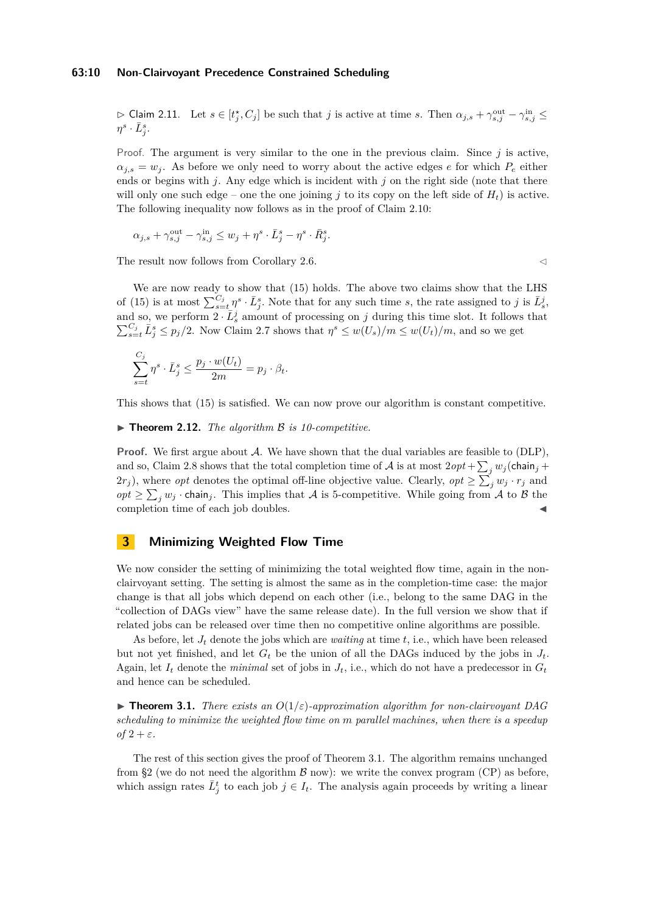▷ Claim 2.11. Let $s \in [t_j^\star, C_j]$ be such that $j$ is active at time $s$. Then $\alpha_{j,s} + \gamma_{s,j}^{\text{out}} - \gamma_{s,j}^{\text{in}} \leq \eta^s \cdot \bar{L}_j^s$.

Proof. The argument is very similar to the one in the previous claim. Since $j$ is active, $\alpha_{j,s} = w_j$. As before we only need to worry about the active edges $e$ for which $P_e$ either ends or begins with $j$. Any edge which is incident with $j$ on the right side (note that there will only one such edge – one the one joining $j$ to its copy on the left side of $H_t$) is active. The following inequality now follows as in the proof of Claim 2.10:

$$\alpha_{j,s} + \gamma_{s,j}^{\text{out}} - \gamma_{s,j}^{\text{in}} \leq w_j + \eta^s \cdot \bar{L}_j^s - \eta^s \cdot \bar{R}_j^s.$$

The result now follows from Corollary 2.6. ◁

We are now ready to show that (15) holds. The above two claims show that the LHS of (15) is at most $\sum_{s=t}^{C_j} \eta^s \cdot \bar{L}_j^s$. Note that for any such time $s$, the rate assigned to $j$ is $\bar{L}_s^j$, and so, we perform $2 \cdot \bar{L}_s^j$ amount of processing on $j$ during this time slot. It follows that $\sum_{s=t}^{C_j} \bar{L}_j^s \leq p_j/2$. Now Claim 2.7 shows that $\eta^s \leq w(U_s)/m \leq w(U_t)/m$, and so we get

$$\sum_{s=t}^{C_j} \eta^s \cdot \bar{L}_j^s \leq \frac{p_j \cdot w(U_t)}{2m} = p_j \cdot \beta_t.$$

This shows that (15) is satisfied. We can now prove our algorithm is constant competitive.

▶ **Theorem 2.12.** *The algorithm $\mathcal{B}$ is 10-competitive.*

**Proof.** We first argue about $\mathcal{A}$. We have shown that the dual variables are feasible to (DLP), and so, Claim 2.8 shows that the total completion time of $\mathcal{A}$ is at most $2opt + \sum_j w_j(\mathsf{chain}_j + 2r_j)$, where $opt$ denotes the optimal off-line objective value. Clearly, $opt \geq \sum_j w_j \cdot r_j$ and $opt \geq \sum_j w_j \cdot \mathsf{chain}_j$. This implies that $\mathcal{A}$ is 5-competitive. While going from $\mathcal{A}$ to $\mathcal{B}$ the completion time of each job doubles. ◀

## 3 Minimizing Weighted Flow Time

We now consider the setting of minimizing the total weighted flow time, again in the non-clairvoyant setting. The setting is almost the same as in the completion-time case: the major change is that all jobs which depend on each other (i.e., belong to the same DAG in the "collection of DAGs view" have the same release date). In the full version we show that if related jobs can be released over time then no competitive online algorithms are possible.

As before, let $J_t$ denote the jobs which are *waiting* at time $t$, i.e., which have been released but not yet finished, and let $G_t$ be the union of all the DAGs induced by the jobs in $J_t$. Again, let $I_t$ denote the *minimal* set of jobs in $J_t$, i.e., which do not have a predecessor in $G_t$ and hence can be scheduled.

▶ **Theorem 3.1.** *There exists an $O(1/\varepsilon)$-approximation algorithm for non-clairvoyant DAG scheduling to minimize the weighted flow time on $m$ parallel machines, when there is a speedup of $2 + \varepsilon$.*

The rest of this section gives the proof of Theorem 3.1. The algorithm remains unchanged from §2 (we do not need the algorithm $\mathcal{B}$ now): we write the convex program (CP) as before, which assign rates $\bar{L}_j^t$ to each job $j \in I_t$. The analysis again proceeds by writing a linear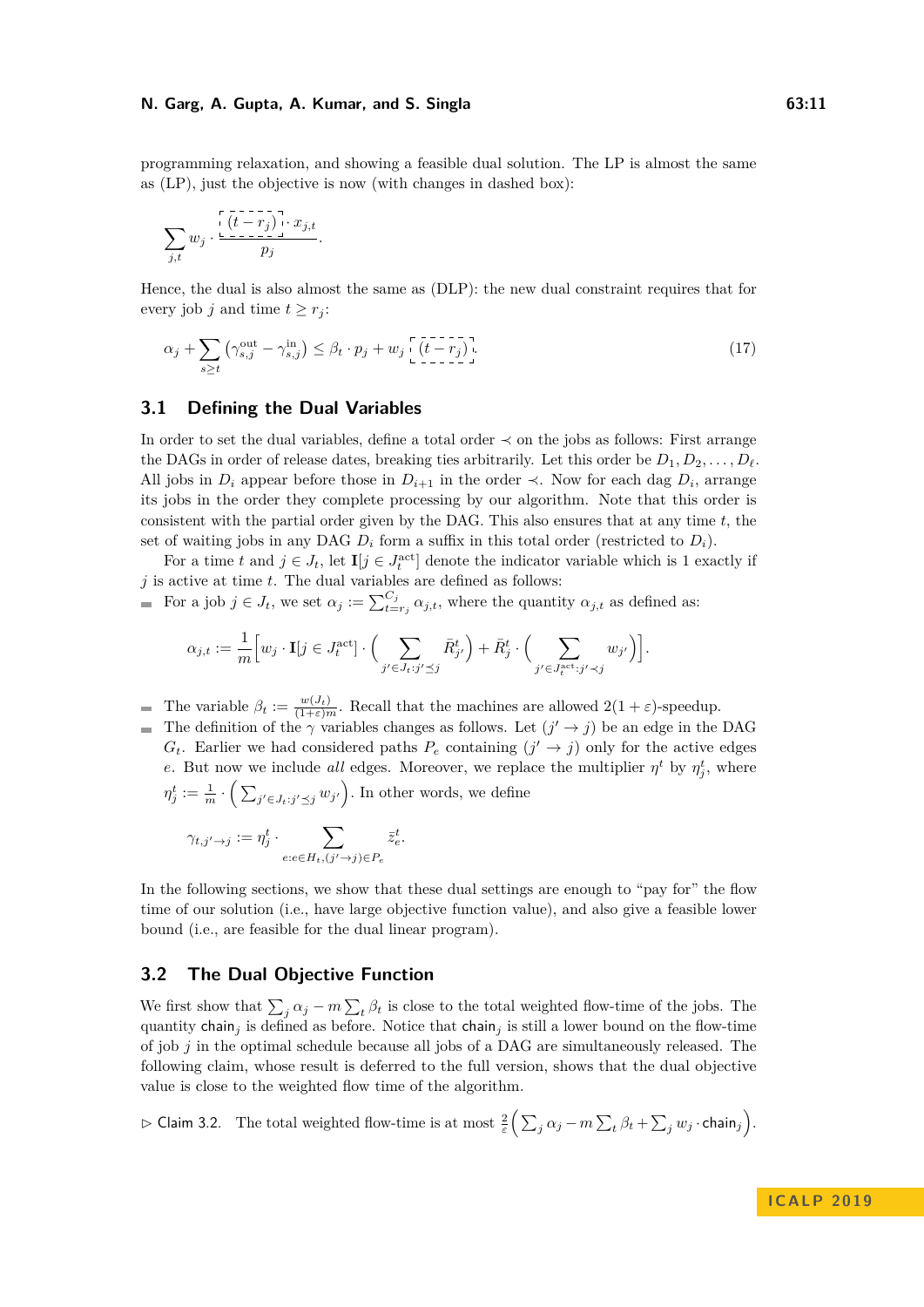programming relaxation, and showing a feasible dual solution. The LP is almost the same as (LP), just the objective is now (with changes in dashed box):

$$\sum_{j,t} w_j \cdot \frac{\boxed{(t - r_j)} \cdot x_{j,t}}{p_j}.$$

Hence, the dual is also almost the same as (DLP): the new dual constraint requires that for every job $j$ and time $t \geq r_j$:

$$\alpha_j + \sum_{s \geq t} \left(\gamma^{\text{out}}_{s,j} - \gamma^{\text{in}}_{s,j}\right) \leq \beta_t \cdot p_j + w_j \boxed{(t - r_j)}. \tag{17}$$

## 3.1 Defining the Dual Variables

In order to set the dual variables, define a total order $\prec$ on the jobs as follows: First arrange the DAGs in order of release dates, breaking ties arbitrarily. Let this order be $D_1, D_2, \ldots, D_\ell$. All jobs in $D_i$ appear before those in $D_{i+1}$ in the order $\prec$. Now for each dag $D_i$, arrange its jobs in the order they complete processing by our algorithm. Note that this order is consistent with the partial order given by the DAG. This also ensures that at any time $t$, the set of waiting jobs in any DAG $D_i$ form a suffix in this total order (restricted to $D_i$).

For a time $t$ and $j \in J_t$, let $\mathbf{I}[j \in J_t^{\text{act}}]$ denote the indicator variable which is 1 exactly if $j$ is active at time $t$. The dual variables are defined as follows:

- For a job $j \in J_t$, we set $\alpha_j := \sum_{t=r_j}^{C_j} \alpha_{j,t}$, where the quantity $\alpha_{j,t}$ as defined as:

$$\alpha_{j,t} := \frac{1}{m}\Big[ w_j \cdot \mathbf{I}[j \in J_t^{\text{act}}] \cdot \Big( \sum_{j' \in J_t : j' \preceq j} \bar{R}^t_{j'} \Big) + \bar{R}^t_j \cdot \Big( \sum_{j' \in J_t^{\text{act}} : j' \prec j} w_{j'} \Big) \Big].$$

- The variable $\beta_t := \frac{w(J_t)}{(1+\varepsilon)m}$. Recall that the machines are allowed $2(1+\varepsilon)$-speedup.
- The definition of the $\gamma$ variables changes as follows. Let $(j' \to j)$ be an edge in the DAG $G_t$. Earlier we had considered paths $P_e$ containing $(j' \to j)$ only for the active edges $e$. But now we include *all* edges. Moreover, we replace the multiplier $\eta^t$ by $\eta^t_j$, where $\eta^t_j := \frac{1}{m} \cdot \Big( \sum_{j' \in J_t : j' \preceq j} w_{j'} \Big)$. In other words, we define

$$\gamma_{t, j' \to j} := \eta^t_j \cdot \sum_{e : e \in H_t, (j' \to j) \in P_e} \bar{z}^t_e.$$

In the following sections, we show that these dual settings are enough to "pay for" the flow time of our solution (i.e., have large objective function value), and also give a feasible lower bound (i.e., are feasible for the dual linear program).

## 3.2 The Dual Objective Function

We first show that $\sum_j \alpha_j - m \sum_t \beta_t$ is close to the total weighted flow-time of the jobs. The quantity $\mathsf{chain}_j$ is defined as before. Notice that $\mathsf{chain}_j$ is still a lower bound on the flow-time of job $j$ in the optimal schedule because all jobs of a DAG are simultaneously released. The following claim, whose result is deferred to the full version, shows that the dual objective value is close to the weighted flow time of the algorithm.

▷ Claim 3.2. The total weighted flow-time is at most $\frac{2}{\varepsilon}\Big( \sum_j \alpha_j - m \sum_t \beta_t + \sum_j w_j \cdot \mathsf{chain}_j \Big)$.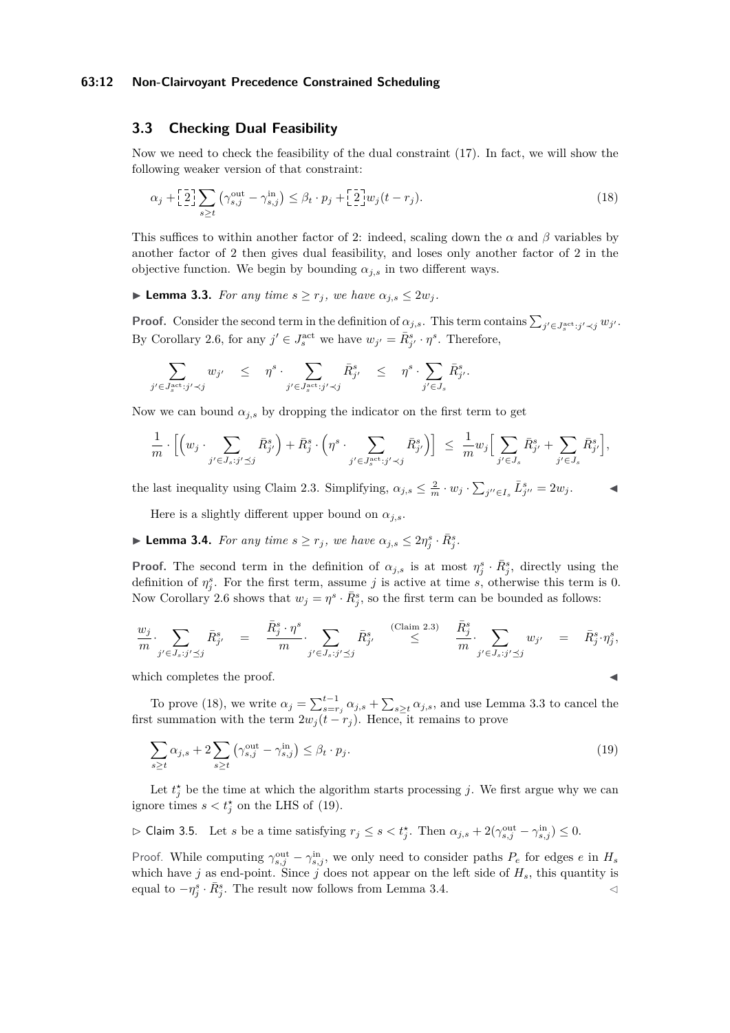### 3.3 Checking Dual Feasibility

Now we need to check the feasibility of the dual constraint (17). In fact, we will show the following weaker version of that constraint:

$$\alpha_j + \boxed{2} \sum_{s \geq t} \left(\gamma_{s,j}^{\text{out}} - \gamma_{s,j}^{\text{in}}\right) \leq \beta_t \cdot p_j + \boxed{2} w_j (t - r_j). \tag{18}$$

This suffices to within another factor of 2: indeed, scaling down the $\alpha$ and $\beta$ variables by another factor of 2 then gives dual feasibility, and loses only another factor of 2 in the objective function. We begin by bounding $\alpha_{j,s}$ in two different ways.

▶ **Lemma 3.3.** *For any time $s \geq r_j$, we have $\alpha_{j,s} \leq 2w_j$.*

**Proof.** Consider the second term in the definition of $\alpha_{j,s}$. This term contains $\sum_{j' \in J_s^{\text{act}} : j' \prec j} w_{j'}$. By Corollary 2.6, for any $j' \in J_s^{\text{act}}$ we have $w_{j'} = \bar{R}_{j'}^s \cdot \eta^s$. Therefore,

$$\sum_{j' \in J_s^{\text{act}} : j' \prec j} w_{j'} \quad \leq \quad \eta^s \cdot \sum_{j' \in J_s^{\text{act}} : j' \prec j} \bar{R}_{j'}^s \quad \leq \quad \eta^s \cdot \sum_{j' \in J_s} \bar{R}_{j'}^s.$$

Now we can bound $\alpha_{j,s}$ by dropping the indicator on the first term to get

$$\frac{1}{m} \cdot \left[ \left( w_j \cdot \sum_{j' \in J_s : j' \preceq j} \bar{R}_{j'}^s \right) + \bar{R}_j^s \cdot \left( \eta^s \cdot \sum_{j' \in J_s^{\text{act}} : j' \prec j} \bar{R}_{j'}^s \right) \right] \;\leq\; \frac{1}{m} w_j \Big[ \sum_{j' \in J_s} \bar{R}_{j'}^s + \sum_{j' \in J_s} \bar{R}_{j'}^s \Big],$$

the last inequality using Claim 2.3. Simplifying, $\alpha_{j,s} \leq \frac{2}{m} \cdot w_j \cdot \sum_{j'' \in I_s} \bar{L}_{j''}^s = 2w_j$. ◀

Here is a slightly different upper bound on $\alpha_{j,s}$.

▶ **Lemma 3.4.** *For any time $s \geq r_j$, we have $\alpha_{j,s} \leq 2\eta_j^s \cdot \bar{R}_j^s$.*

**Proof.** The second term in the definition of $\alpha_{j,s}$ is at most $\eta_j^s \cdot \bar{R}_j^s$, directly using the definition of $\eta_j^s$. For the first term, assume $j$ is active at time $s$, otherwise this term is 0. Now Corollary 2.6 shows that $w_j = \eta^s \cdot \bar{R}_j^s$, so the first term can be bounded as follows:

$$\frac{w_j}{m} \cdot \sum_{j' \in J_s : j' \preceq j} \bar{R}_{j'}^s \quad = \quad \frac{\bar{R}_j^s \cdot \eta^s}{m} \cdot \sum_{j' \in J_s : j' \preceq j} \bar{R}_{j'}^s \quad \stackrel{\text{(Claim 2.3)}}{\leq} \quad \frac{\bar{R}_j^s}{m} \cdot \sum_{j' \in J_s : j' \preceq j} w_{j'} \quad = \quad \bar{R}_j^s \cdot \eta_j^s,$$

which completes the proof. ◀

To prove (18), we write $\alpha_j = \sum_{s=r_j}^{t-1} \alpha_{j,s} + \sum_{s \geq t} \alpha_{j,s}$, and use Lemma 3.3 to cancel the first summation with the term $2w_j(t - r_j)$. Hence, it remains to prove

$$\sum_{s \geq t} \alpha_{j,s} + 2 \sum_{s \geq t} \left(\gamma_{s,j}^{\text{out}} - \gamma_{s,j}^{\text{in}}\right) \leq \beta_t \cdot p_j. \tag{19}$$

Let $t_j^\star$ be the time at which the algorithm starts processing $j$. We first argue why we can ignore times $s < t_j^\star$ on the LHS of (19).

▷ Claim 3.5. Let $s$ be a time satisfying $r_j \leq s < t_j^\star$. Then $\alpha_{j,s} + 2(\gamma_{s,j}^{\text{out}} - \gamma_{s,j}^{\text{in}}) \leq 0$.

Proof. While computing $\gamma_{s,j}^{\text{out}} - \gamma_{s,j}^{\text{in}}$, we only need to consider paths $P_e$ for edges $e$ in $H_s$ which have $j$ as end-point. Since $j$ does not appear on the left side of $H_s$, this quantity is equal to $-\eta_j^s \cdot \bar{R}_j^s$. The result now follows from Lemma 3.4. ◁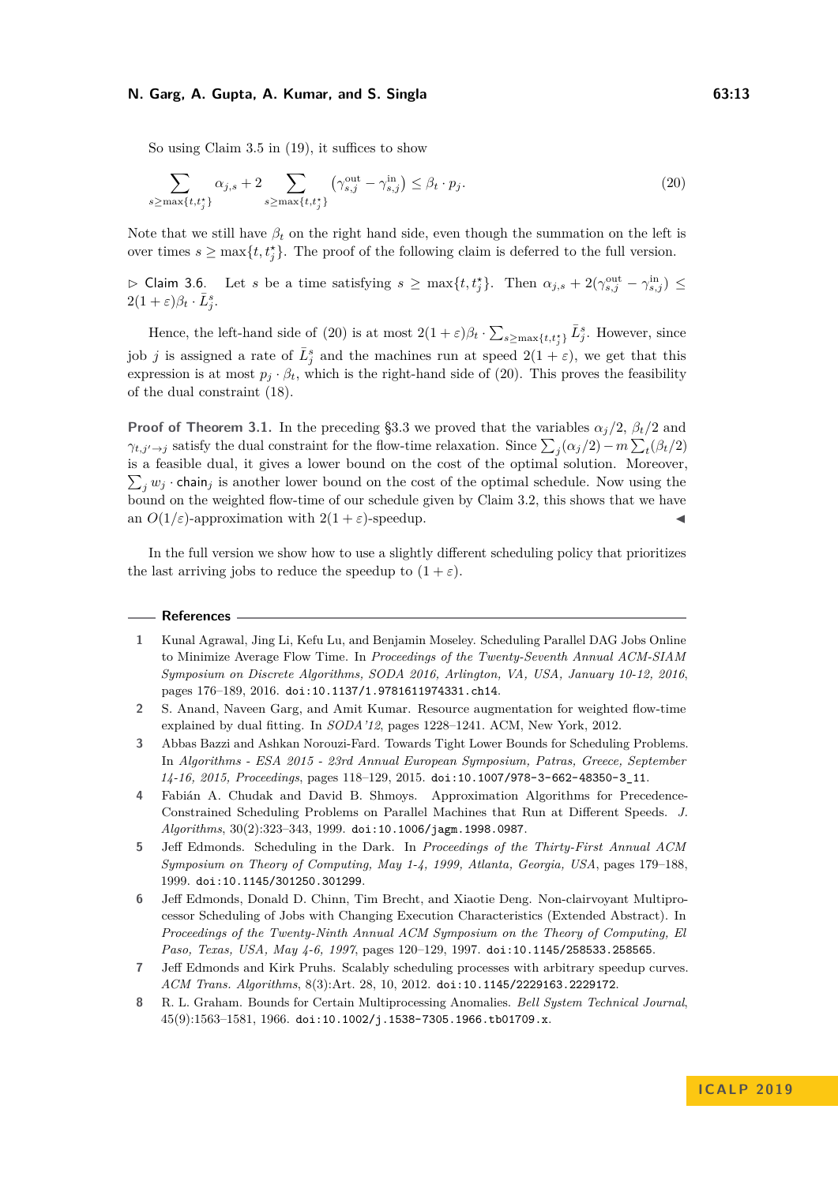So using Claim 3.5 in (19), it suffices to show

$$\sum_{s \geq \max\{t, t_j^\star\}} \alpha_{j,s} + 2 \sum_{s \geq \max\{t, t_j^\star\}} \left(\gamma_{s,j}^{\text{out}} - \gamma_{s,j}^{\text{in}}\right) \leq \beta_t \cdot p_j. \tag{20}$$

Note that we still have $\beta_t$ on the right hand side, even though the summation on the left is over times $s \geq \max\{t, t_j^\star\}$. The proof of the following claim is deferred to the full version.

▷ Claim 3.6. Let $s$ be a time satisfying $s \geq \max\{t, t_j^\star\}$. Then $\alpha_{j,s} + 2(\gamma_{s,j}^{\text{out}} - \gamma_{s,j}^{\text{in}}) \leq 2(1+\varepsilon)\beta_t \cdot \bar{L}_j^s$.

Hence, the left-hand side of (20) is at most $2(1+\varepsilon)\beta_t \cdot \sum_{s \geq \max\{t, t_j^\star\}} \bar{L}_j^s$. However, since job $j$ is assigned a rate of $\bar{L}_j^s$ and the machines run at speed $2(1+\varepsilon)$, we get that this expression is at most $p_j \cdot \beta_t$, which is the right-hand side of (20). This proves the feasibility of the dual constraint (18).

**Proof of Theorem 3.1.** In the preceding §3.3 we proved that the variables $\alpha_j/2$, $\beta_t/2$ and $\gamma_{t,j' \to j}$ satisfy the dual constraint for the flow-time relaxation. Since $\sum_j (\alpha_j/2) - m \sum_t (\beta_t/2)$ is a feasible dual, it gives a lower bound on the cost of the optimal solution. Moreover, $\sum_j w_j \cdot \mathsf{chain}_j$ is another lower bound on the cost of the optimal schedule. Now using the bound on the weighted flow-time of our schedule given by Claim 3.2, this shows that we have an $O(1/\varepsilon)$-approximation with $2(1+\varepsilon)$-speedup. ◂

In the full version we show how to use a slightly different scheduling policy that prioritizes the last arriving jobs to reduce the speedup to $(1+\varepsilon)$.

## References

1. Kunal Agrawal, Jing Li, Kefu Lu, and Benjamin Moseley. Scheduling Parallel DAG Jobs Online to Minimize Average Flow Time. In *Proceedings of the Twenty-Seventh Annual ACM-SIAM Symposium on Discrete Algorithms, SODA 2016, Arlington, VA, USA, January 10-12, 2016*, pages 176–189, 2016. doi:10.1137/1.9781611974331.ch14.
2. S. Anand, Naveen Garg, and Amit Kumar. Resource augmentation for weighted flow-time explained by dual fitting. In *SODA'12*, pages 1228–1241. ACM, New York, 2012.
3. Abbas Bazzi and Ashkan Norouzi-Fard. Towards Tight Lower Bounds for Scheduling Problems. In *Algorithms - ESA 2015 - 23rd Annual European Symposium, Patras, Greece, September 14-16, 2015, Proceedings*, pages 118–129, 2015. doi:10.1007/978-3-662-48350-3_11.
4. Fabián A. Chudak and David B. Shmoys. Approximation Algorithms for Precedence-Constrained Scheduling Problems on Parallel Machines that Run at Different Speeds. *J. Algorithms*, 30(2):323–343, 1999. doi:10.1006/jagm.1998.0987.
5. Jeff Edmonds. Scheduling in the Dark. In *Proceedings of the Thirty-First Annual ACM Symposium on Theory of Computing, May 1-4, 1999, Atlanta, Georgia, USA*, pages 179–188, 1999. doi:10.1145/301250.301299.
6. Jeff Edmonds, Donald D. Chinn, Tim Brecht, and Xiaotie Deng. Non-clairvoyant Multiprocessor Scheduling of Jobs with Changing Execution Characteristics (Extended Abstract). In *Proceedings of the Twenty-Ninth Annual ACM Symposium on the Theory of Computing, El Paso, Texas, USA, May 4-6, 1997*, pages 120–129, 1997. doi:10.1145/258533.258565.
7. Jeff Edmonds and Kirk Pruhs. Scalably scheduling processes with arbitrary speedup curves. *ACM Trans. Algorithms*, 8(3):Art. 28, 10, 2012. doi:10.1145/2229163.2229172.
8. R. L. Graham. Bounds for Certain Multiprocessing Anomalies. *Bell System Technical Journal*, 45(9):1563–1581, 1966. doi:10.1002/j.1538-7305.1966.tb01709.x.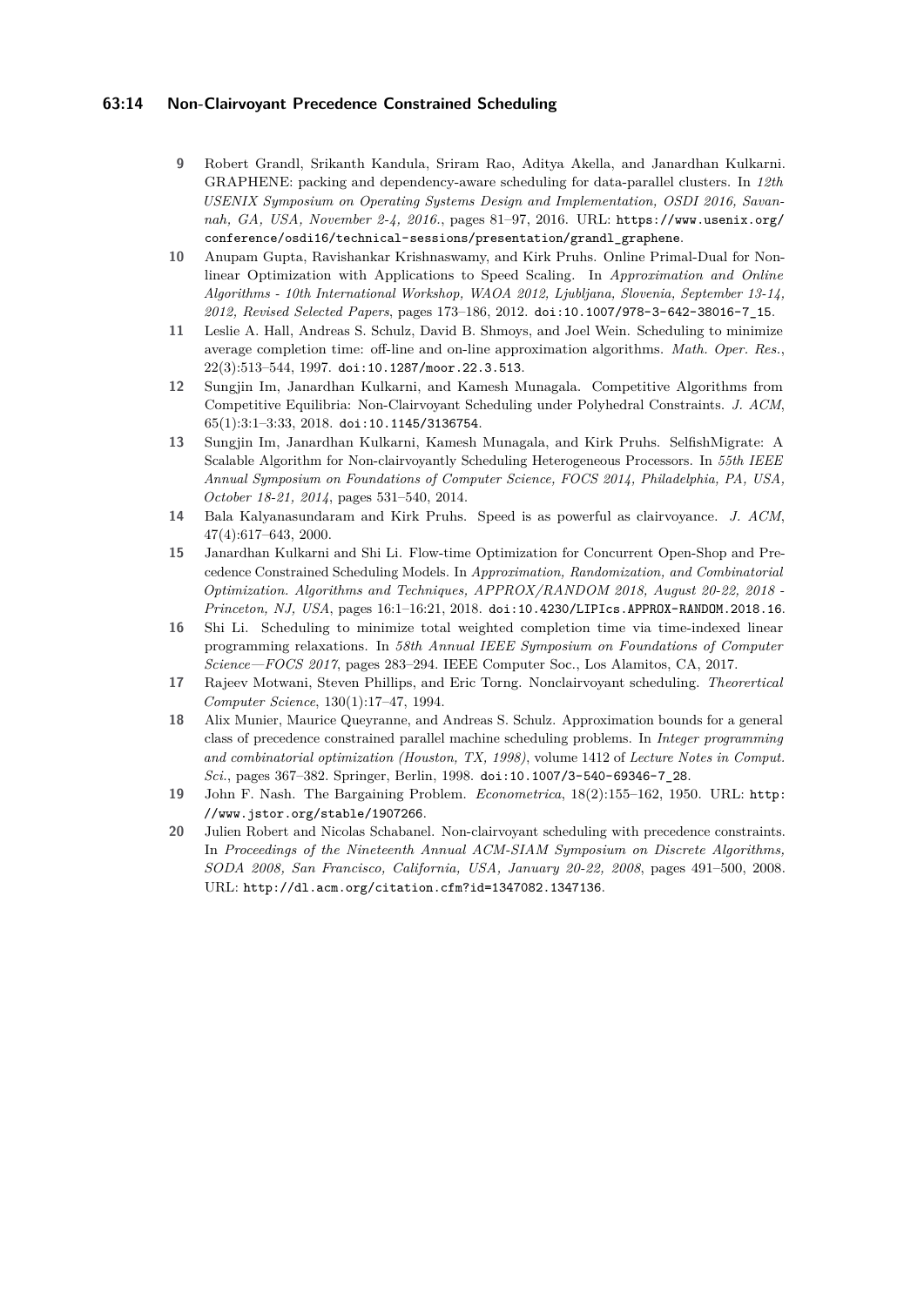9 Robert Grandl, Srikanth Kandula, Sriram Rao, Aditya Akella, and Janardhan Kulkarni. GRAPHENE: packing and dependency-aware scheduling for data-parallel clusters. In *12th USENIX Symposium on Operating Systems Design and Implementation, OSDI 2016, Savannah, GA, USA, November 2-4, 2016.*, pages 81–97, 2016. URL: https://www.usenix.org/conference/osdi16/technical-sessions/presentation/grandl_graphene.

10 Anupam Gupta, Ravishankar Krishnaswamy, and Kirk Pruhs. Online Primal-Dual for Non-linear Optimization with Applications to Speed Scaling. In *Approximation and Online Algorithms - 10th International Workshop, WAOA 2012, Ljubljana, Slovenia, September 13-14, 2012, Revised Selected Papers*, pages 173–186, 2012. doi:10.1007/978-3-642-38016-7_15.

11 Leslie A. Hall, Andreas S. Schulz, David B. Shmoys, and Joel Wein. Scheduling to minimize average completion time: off-line and on-line approximation algorithms. *Math. Oper. Res.*, 22(3):513–544, 1997. doi:10.1287/moor.22.3.513.

12 Sungjin Im, Janardhan Kulkarni, and Kamesh Munagala. Competitive Algorithms from Competitive Equilibria: Non-Clairvoyant Scheduling under Polyhedral Constraints. *J. ACM*, 65(1):3:1–3:33, 2018. doi:10.1145/3136754.

13 Sungjin Im, Janardhan Kulkarni, Kamesh Munagala, and Kirk Pruhs. SelfishMigrate: A Scalable Algorithm for Non-clairvoyantly Scheduling Heterogeneous Processors. In *55th IEEE Annual Symposium on Foundations of Computer Science, FOCS 2014, Philadelphia, PA, USA, October 18-21, 2014*, pages 531–540, 2014.

14 Bala Kalyanasundaram and Kirk Pruhs. Speed is as powerful as clairvoyance. *J. ACM*, 47(4):617–643, 2000.

15 Janardhan Kulkarni and Shi Li. Flow-time Optimization for Concurrent Open-Shop and Precedence Constrained Scheduling Models. In *Approximation, Randomization, and Combinatorial Optimization. Algorithms and Techniques, APPROX/RANDOM 2018, August 20-22, 2018 - Princeton, NJ, USA*, pages 16:1–16:21, 2018. doi:10.4230/LIPIcs.APPROX-RANDOM.2018.16.

16 Shi Li. Scheduling to minimize total weighted completion time via time-indexed linear programming relaxations. In *58th Annual IEEE Symposium on Foundations of Computer Science—FOCS 2017*, pages 283–294. IEEE Computer Soc., Los Alamitos, CA, 2017.

17 Rajeev Motwani, Steven Phillips, and Eric Torng. Nonclairvoyant scheduling. *Theorertical Computer Science*, 130(1):17–47, 1994.

18 Alix Munier, Maurice Queyranne, and Andreas S. Schulz. Approximation bounds for a general class of precedence constrained parallel machine scheduling problems. In *Integer programming and combinatorial optimization (Houston, TX, 1998)*, volume 1412 of *Lecture Notes in Comput. Sci.*, pages 367–382. Springer, Berlin, 1998. doi:10.1007/3-540-69346-7_28.

19 John F. Nash. The Bargaining Problem. *Econometrica*, 18(2):155–162, 1950. URL: http://www.jstor.org/stable/1907266.

20 Julien Robert and Nicolas Schabanel. Non-clairvoyant scheduling with precedence constraints. In *Proceedings of the Nineteenth Annual ACM-SIAM Symposium on Discrete Algorithms, SODA 2008, San Francisco, California, USA, January 20-22, 2008*, pages 491–500, 2008. URL: http://dl.acm.org/citation.cfm?id=1347082.1347136.